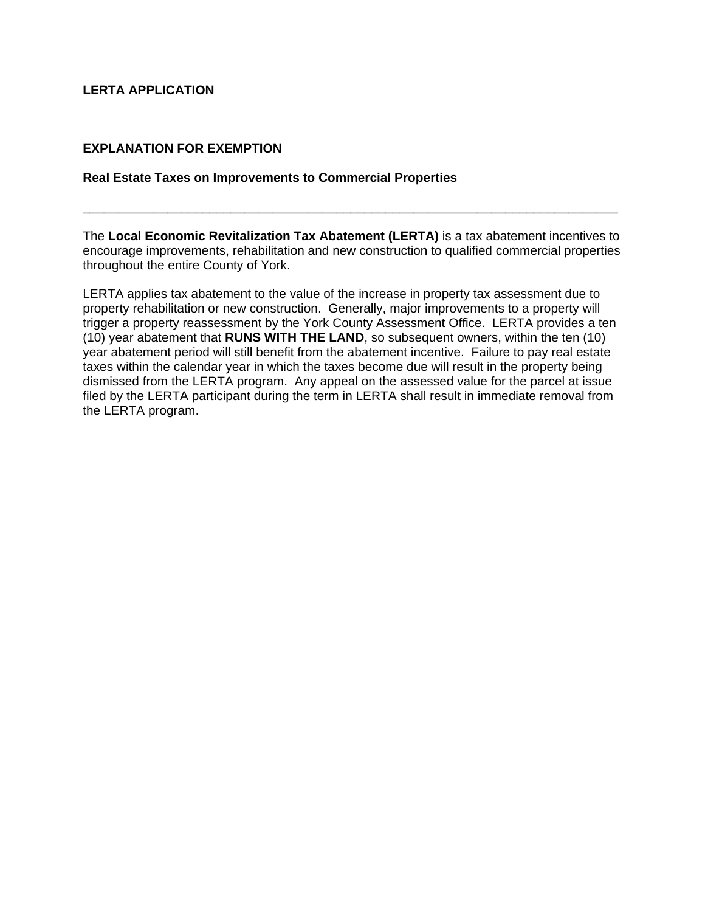**LERTA APPLICATION**

**EXPLANATION FOR EXEMPTION**

**Real Estate Taxes on Improvements to Commercial Properties**

---

The **Local Economic Revitalization Tax Abatement (LERTA)** is a tax abatement incentives to encourage improvements, rehabilitation and new construction to qualified commercial properties throughout the entire County of York.

LERTA applies tax abatement to the value of the increase in property tax assessment due to property rehabilitation or new construction. Generally, major improvements to a property will trigger a property reassessment by the York County Assessment Office. LERTA provides a ten (10) year abatement that **RUNS WITH THE LAND**, so subsequent owners, within the ten (10) year abatement period will still benefit from the abatement incentive. Failure to pay real estate taxes within the calendar year in which the taxes become due will result in the property being dismissed from the LERTA program. Any appeal on the assessed value for the parcel at issue filed by the LERTA participant during the term in LERTA shall result in immediate removal from the LERTA program.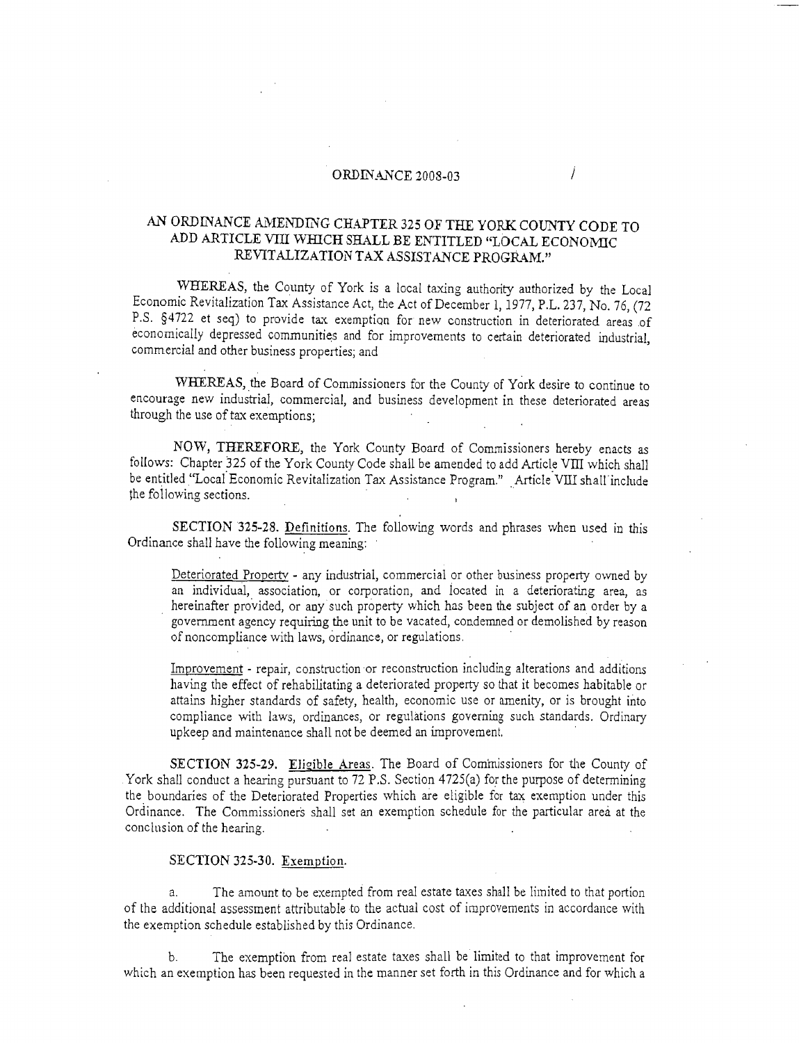ORDINANCE 2008-03

# AN ORDINANCE AMENDING CHAPTER 325 OF THE YORK COUNTY CODE TO ADD ARTICLE VIII WHICH SHALL BE ENTITLED "LOCAL ECONOMIC REVITALIZATION TAX ASSISTANCE PROGRAM."

WHEREAS, the County of York is a local taxing authority authorized by the Local Economic Revitalization Tax Assistance Act, the Act of December 1, 1977, P.L. 237, No. 76, (72 P.S. §4722 et seq) to provide tax exemption for new construction in deteriorated areas of economically depressed communities and for improvements to certain deteriorated industrial, commercial and other business properties; and

WHEREAS, the Board of Commissioners for the County of York desire to continue to encourage new industrial, commercial, and business development in these deteriorated areas through the use of tax exemptions;

NOW, THEREFORE, the York County Board of Commissioners hereby enacts as follows: Chapter 325 of the York County Code shall be amended to add Article VIII which shall be entitled "Local Economic Revitalization Tax Assistance Program." Article VIII shall include the following sections.

SECTION 325-28. Definitions. The following words and phrases when used in this Ordinance shall have the following meaning:

Deteriorated Property - any industrial, commercial or other business property owned by an individual, association, or corporation, and located in a deteriorating area, as hereinafter provided, or any such property which has been the subject of an order by a government agency requiring the unit to be vacated, condemned or demolished by reason of noncompliance with laws, ordinance, or regulations.

Improvement - repair, construction or reconstruction including alterations and additions having the effect of rehabilitating a deteriorated property so that it becomes habitable or attains higher standards of safety, health, economic use or amenity, or is brought into compliance with laws, ordinances, or regulations governing such standards. Ordinary upkeep and maintenance shall not be deemed an improvement.

SECTION 325-29. Eligible Areas. The Board of Commissioners for the County of York shall conduct a hearing pursuant to 72 P.S. Section 4725(a) for the purpose of determining the boundaries of the Deteriorated Properties which are eligible for tax exemption under this Ordinance. The Commissioners shall set an exemption schedule for the particular area at the conclusion of the hearing.

SECTION 325-30. Exemption.

a. The amount to be exempted from real estate taxes shall be limited to that portion of the additional assessment attributable to the actual cost of improvements in accordance with the exemption schedule established by this Ordinance.

b. The exemption from real estate taxes shall be limited to that improvement for which an exemption has been requested in the manner set forth in this Ordinance and for which a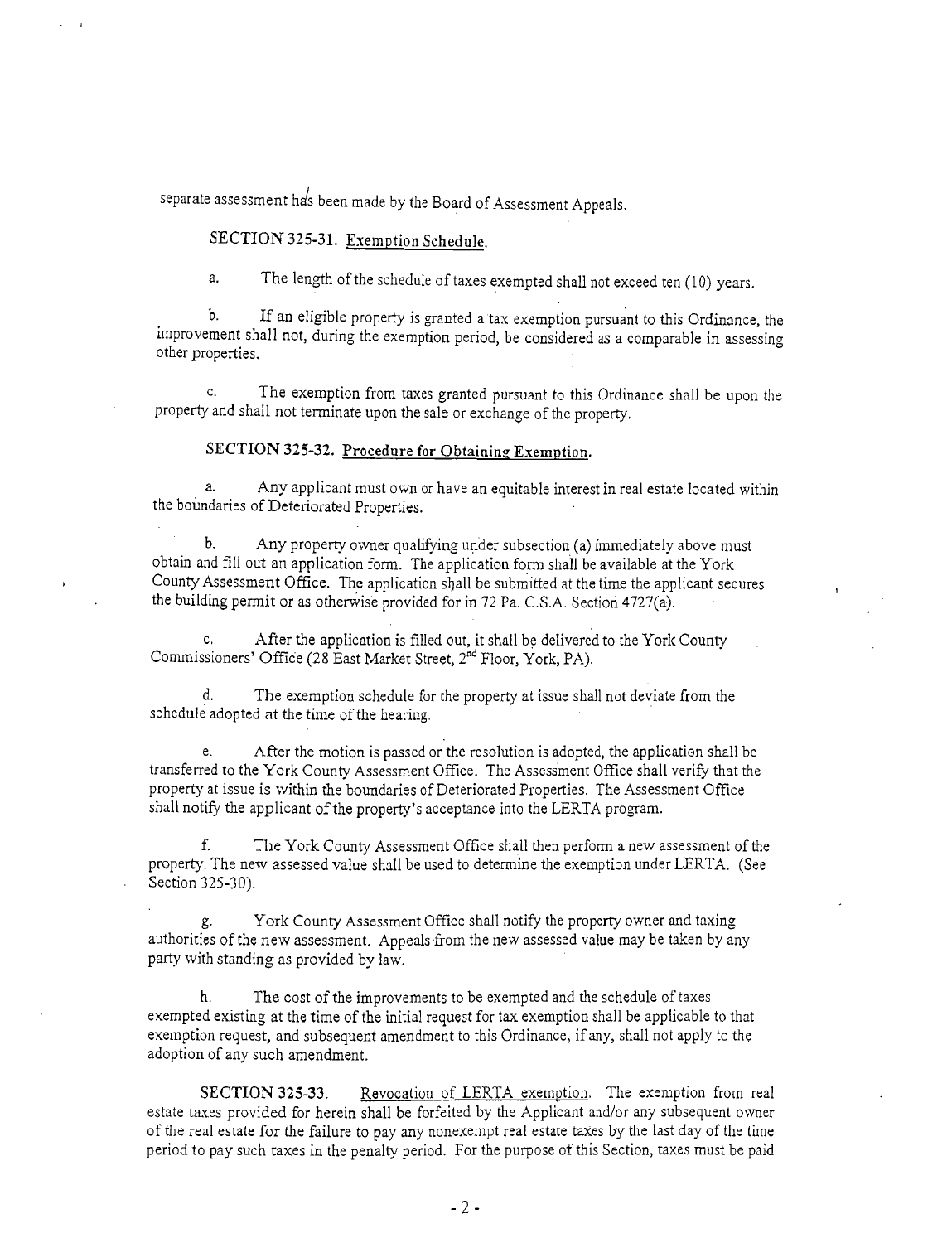separate assessment has been made by the Board of Assessment Appeals.

## SECTION 325-31. Exemption Schedule.

a. The length of the schedule of taxes exempted shall not exceed ten (10) years.

b. If an eligible property is granted a tax exemption pursuant to this Ordinance, the improvement shall not, during the exemption period, be considered as a comparable in assessing other properties.

c. The exemption from taxes granted pursuant to this Ordinance shall be upon the property and shall not terminate upon the sale or exchange of the property.

## SECTION 325-32. Procedure for Obtaining Exemption.

a. Any applicant must own or have an equitable interest in real estate located within the boundaries of Deteriorated Properties.

b. Any property owner qualifying under subsection (a) immediately above must obtain and fill out an application form. The application form shall be available at the York County Assessment Office. The application shall be submitted at the time the applicant secures the building permit or as otherwise provided for in 72 Pa. C.S.A. Section 4727(a).

c. After the application is filled out, it shall be delivered to the York County Commissioners' Office (28 East Market Street, 2nd Floor, York, PA).

d. The exemption schedule for the property at issue shall not deviate from the schedule adopted at the time of the hearing.

e. After the motion is passed or the resolution is adopted, the application shall be transferred to the York County Assessment Office. The Assessment Office shall verify that the property at issue is within the boundaries of Deteriorated Properties. The Assessment Office shall notify the applicant of the property's acceptance into the LERTA program.

f. The York County Assessment Office shall then perform a new assessment of the property. The new assessed value shall be used to determine the exemption under LERTA. (See Section 325-30).

g. York County Assessment Office shall notify the property owner and taxing authorities of the new assessment. Appeals from the new assessed value may be taken by any party with standing as provided by law.

h. The cost of the improvements to be exempted and the schedule of taxes exempted existing at the time of the initial request for tax exemption shall be applicable to that exemption request, and subsequent amendment to this Ordinance, if any, shall not apply to the adoption of any such amendment.

**SECTION 325-33.** Revocation of LERTA exemption. The exemption from real estate taxes provided for herein shall be forfeited by the Applicant and/or any subsequent owner of the real estate for the failure to pay any nonexempt real estate taxes by the last day of the time period to pay such taxes in the penalty period. For the purpose of this Section, taxes must be paid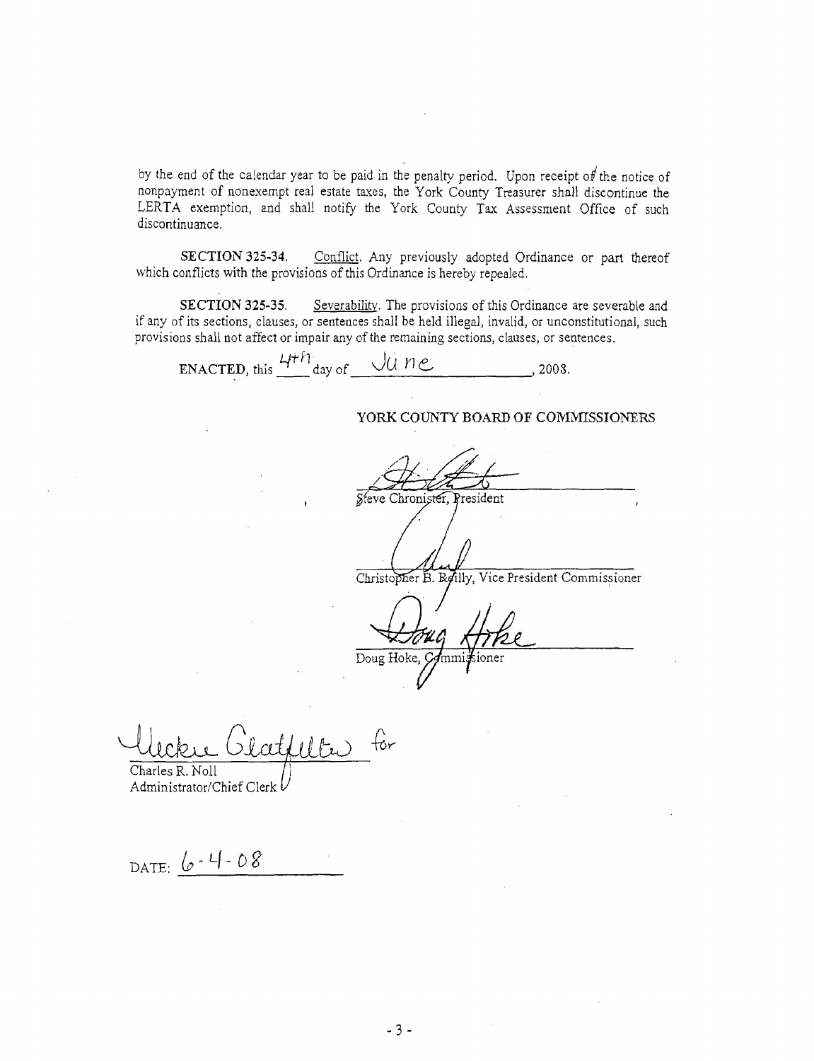by the end of the calendar year to be paid in the penalty period. Upon receipt of the notice of nonpayment of nonexempt real estate taxes, the York County Treasurer shall discontinue the LERTA exemption, and shall notify the York County Tax Assessment Office of such discontinuance.

**SECTION 325-34.** Conflict. Any previously adopted Ordinance or part thereof which conflicts with the provisions of this Ordinance is hereby repealed.

**SECTION 325-35.** Severability. The provisions of this Ordinance are severable and if any of its sections, clauses, or sentences shall be held illegal, invalid, or unconstitutional, such provisions shall not affect or impair any of the remaining sections, clauses, or sentences.

**ENACTED**, this 4th day of June, 2008.

YORK COUNTY BOARD OF COMMISSIONERS

Steve Chronister, President

Christopher B. Reilly, Vice President Commissioner

Doug Hoke, Commissioner

Vickie Gratfelter for
Charles R. Noll
Administrator/Chief Clerk

DATE: 6-4-08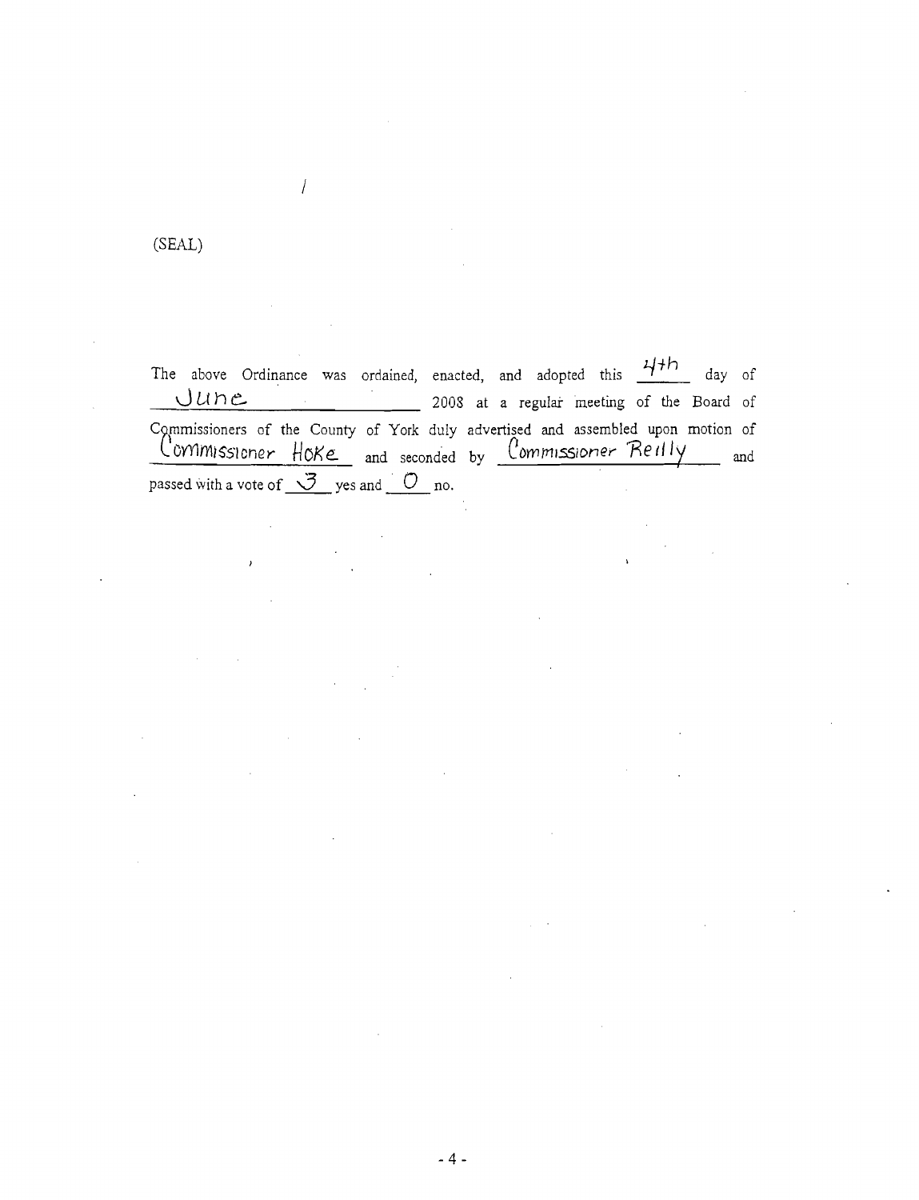(SEAL)

The above Ordinance was ordained, enacted, and adopted this 4th day of June 2008 at a regular meeting of the Board of Commissioners of the County of York duly advertised and assembled upon motion of Commissioner Hoke and seconded by Commissioner Reilly and passed with a vote of 3 yes and 0 no.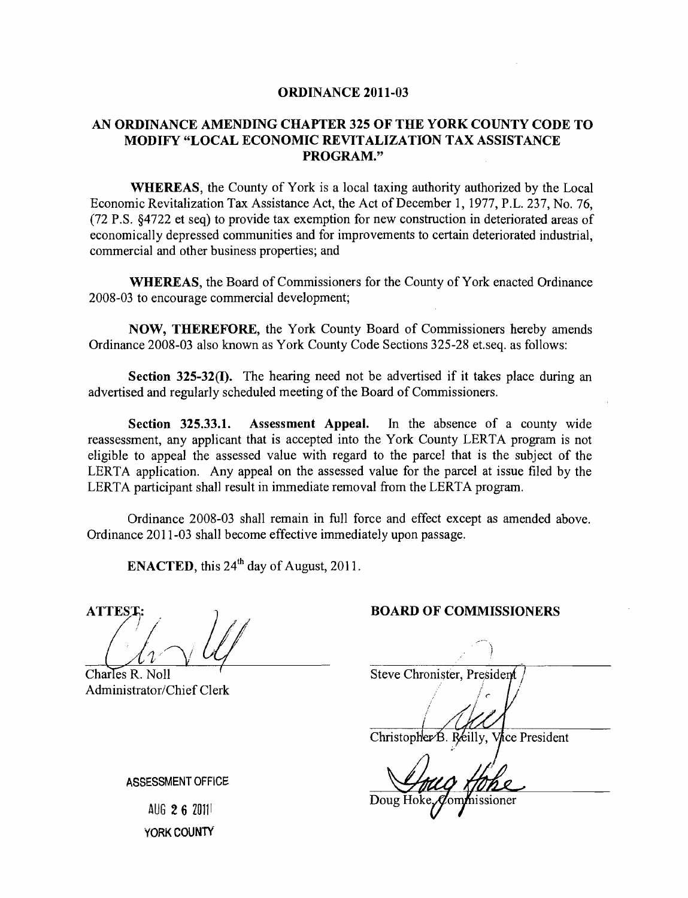# ORDINANCE 2011-03

## AN ORDINANCE AMENDING CHAPTER 325 OF THE YORK COUNTY CODE TO MODIFY "LOCAL ECONOMIC REVITALIZATION TAX ASSISTANCE PROGRAM."

**WHEREAS**, the County of York is a local taxing authority authorized by the Local Economic Revitalization Tax Assistance Act, the Act of December 1, 1977, P.L. 237, No. 76, (72 P.S. §4722 et seq) to provide tax exemption for new construction in deteriorated areas of economically depressed communities and for improvements to certain deteriorated industrial, commercial and other business properties; and

**WHEREAS**, the Board of Commissioners for the County of York enacted Ordinance 2008-03 to encourage commercial development;

**NOW, THEREFORE**, the York County Board of Commissioners hereby amends Ordinance 2008-03 also known as York County Code Sections 325-28 et.seq. as follows:

**Section 325-32(I).** The hearing need not be advertised if it takes place during an advertised and regularly scheduled meeting of the Board of Commissioners.

**Section 325.33.1. Assessment Appeal.** In the absence of a county wide reassessment, any applicant that is accepted into the York County LERTA program is not eligible to appeal the assessed value with regard to the parcel that is the subject of the LERTA application. Any appeal on the assessed value for the parcel at issue filed by the LERTA participant shall result in immediate removal from the LERTA program.

Ordinance 2008-03 shall remain in full force and effect except as amended above. Ordinance 2011-03 shall become effective immediately upon passage.

**ENACTED**, this 24th day of August, 2011.

**ATTEST:**

Charles R. Noll
Administrator/Chief Clerk

**BOARD OF COMMISSIONERS**

Steve Chronister, President

Christopher B. Reilly, Vice President

Doug Hoke, Commissioner

ASSESSMENT OFFICE
AUG 26 2011
YORK COUNTY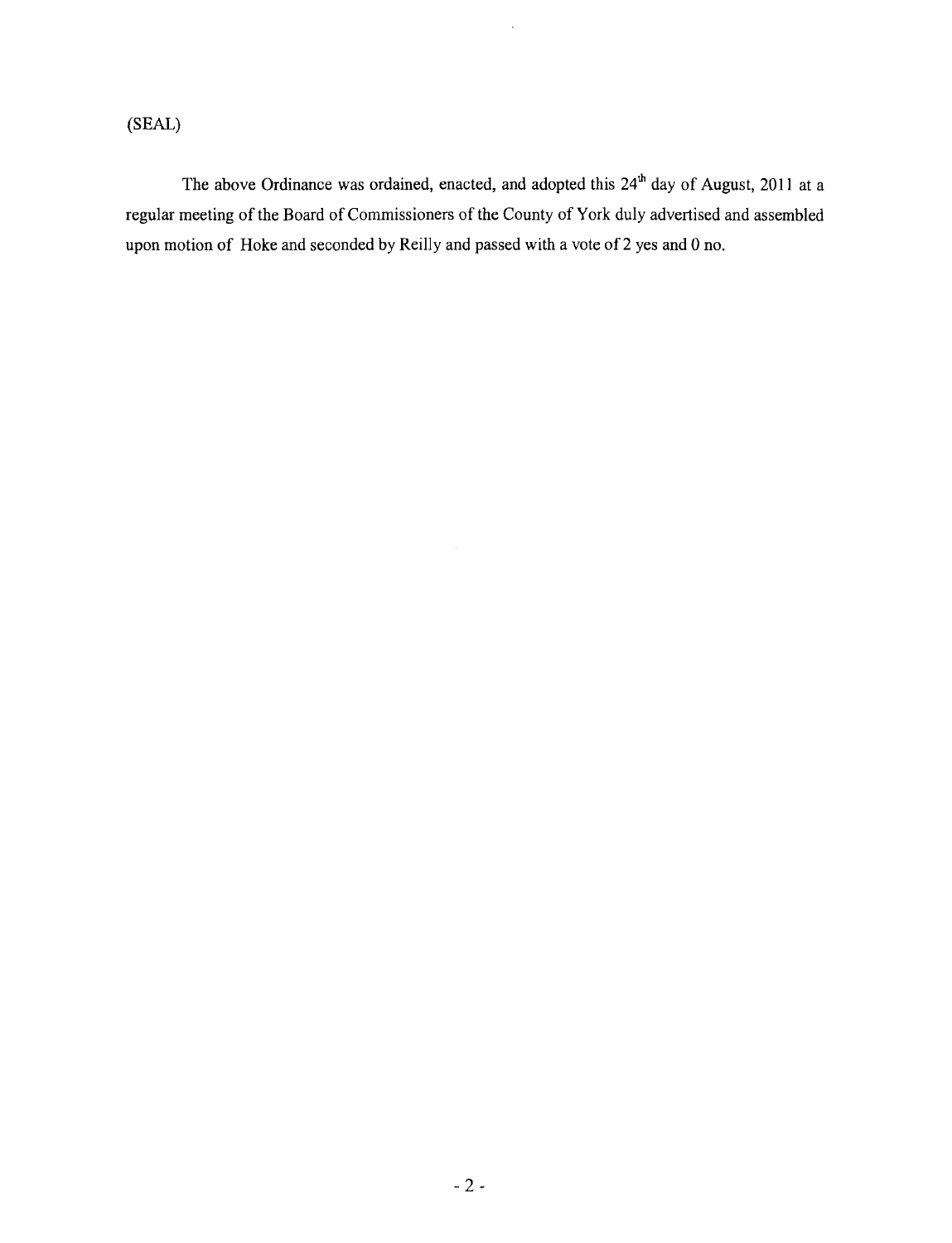(SEAL)

The above Ordinance was ordained, enacted, and adopted this 24th day of August, 2011 at a regular meeting of the Board of Commissioners of the County of York duly advertised and assembled upon motion of Hoke and seconded by Reilly and passed with a vote of 2 yes and 0 no.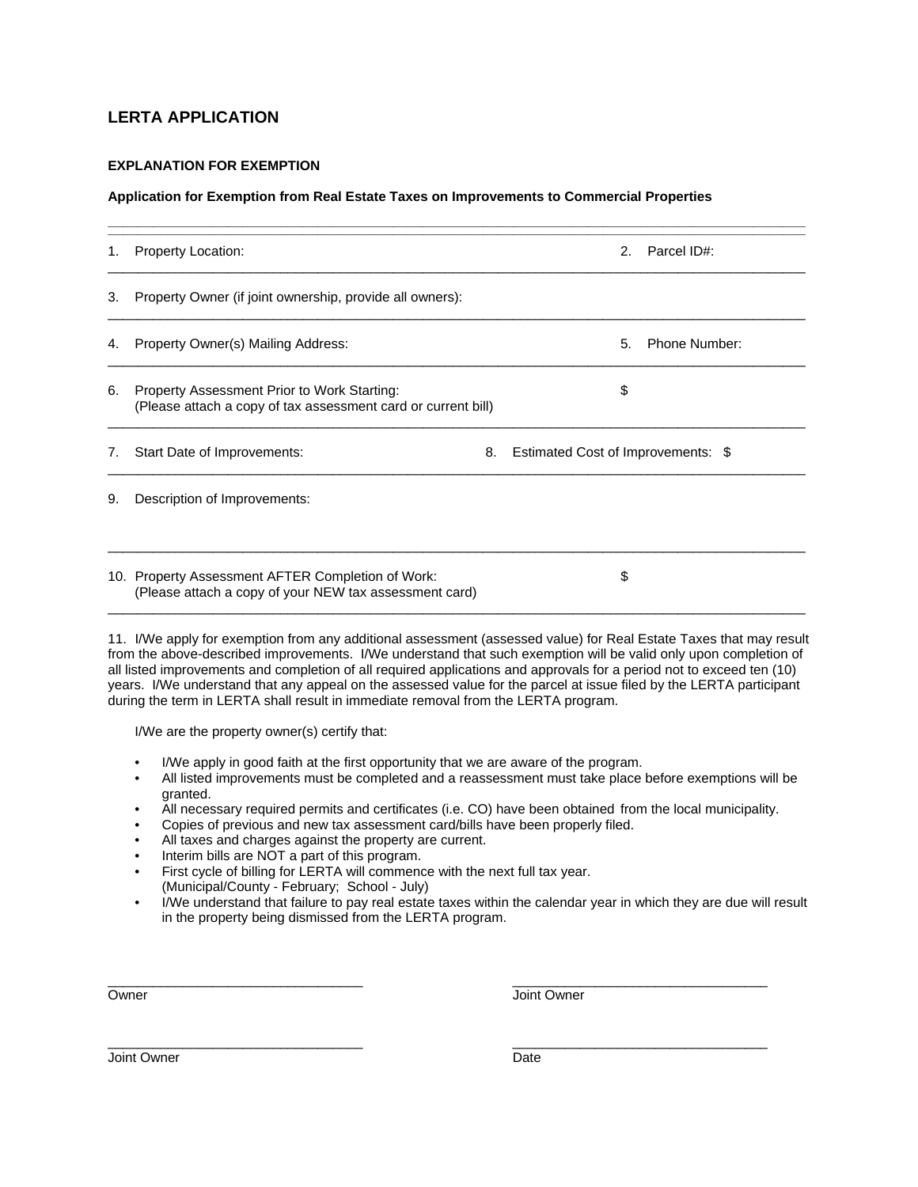## LERTA APPLICATION

### EXPLANATION FOR EXEMPTION

**Application for Exemption from Real Estate Taxes on Improvements to Commercial Properties**

---

1. Property Location: 2. Parcel ID#:

---

3. Property Owner (if joint ownership, provide all owners):

---

4. Property Owner(s) Mailing Address: 5. Phone Number:

---

6. Property Assessment Prior to Work Starting: $
   (Please attach a copy of tax assessment card or current bill)

---

7. Start Date of Improvements: 8. Estimated Cost of Improvements: $

---

9. Description of Improvements:

---

10. Property Assessment AFTER Completion of Work: $
    (Please attach a copy of your NEW tax assessment card)

---

11. I/We apply for exemption from any additional assessment (assessed value) for Real Estate Taxes that may result from the above-described improvements. I/We understand that such exemption will be valid only upon completion of all listed improvements and completion of all required applications and approvals for a period not to exceed ten (10) years. I/We understand that any appeal on the assessed value for the parcel at issue filed by the LERTA participant during the term in LERTA shall result in immediate removal from the LERTA program.

I/We are the property owner(s) certify that:

- I/We apply in good faith at the first opportunity that we are aware of the program.
- All listed improvements must be completed and a reassessment must take place before exemptions will be granted.
- All necessary required permits and certificates (i.e. CO) have been obtained from the local municipality.
- Copies of previous and new tax assessment card/bills have been properly filed.
- All taxes and charges against the property are current.
- Interim bills are NOT a part of this program.
- First cycle of billing for LERTA will commence with the next full tax year. (Municipal/County - February; School - July)
- I/We understand that failure to pay real estate taxes within the calendar year in which they are due will result in the property being dismissed from the LERTA program.

\_\_\_\_\_\_\_\_\_\_\_\_\_\_\_\_\_\_\_\_\_\_\_\_\_\_\_\_\_\_
Owner

\_\_\_\_\_\_\_\_\_\_\_\_\_\_\_\_\_\_\_\_\_\_\_\_\_\_\_\_\_\_
Joint Owner

\_\_\_\_\_\_\_\_\_\_\_\_\_\_\_\_\_\_\_\_\_\_\_\_\_\_\_\_\_\_
Joint Owner

\_\_\_\_\_\_\_\_\_\_\_\_\_\_\_\_\_\_\_\_\_\_\_\_\_\_\_\_\_\_
Date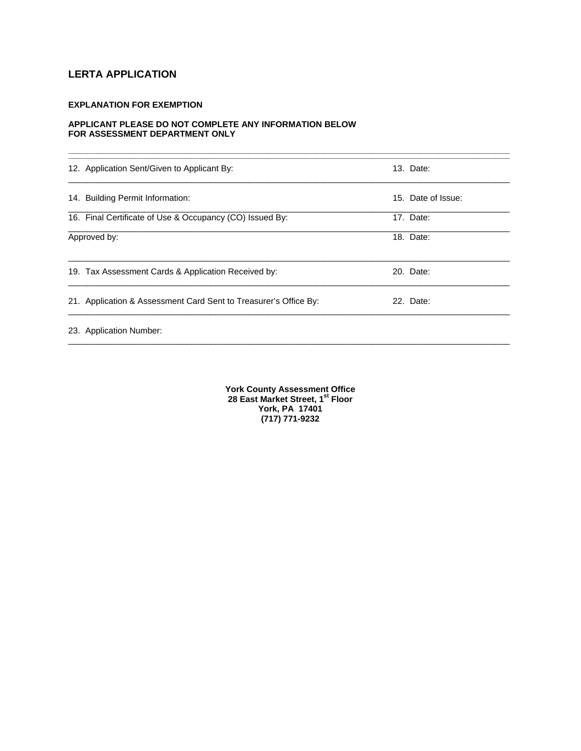## LERTA APPLICATION

**EXPLANATION FOR EXEMPTION**

**APPLICANT PLEASE DO NOT COMPLETE ANY INFORMATION BELOW**
**FOR ASSESSMENT DEPARTMENT ONLY**

| | |
|---|---|
| 12. Application Sent/Given to Applicant By: | 13. Date: |
| 14. Building Permit Information: | 15. Date of Issue: |
| 16. Final Certificate of Use & Occupancy (CO) Issued By: | 17. Date: |
| Approved by: | 18. Date: |
| 19. Tax Assessment Cards & Application Received by: | 20. Date: |
| 21. Application & Assessment Card Sent to Treasurer's Office By: | 22. Date: |
| 23. Application Number: | |

**York County Assessment Office**
**28 East Market Street, 1st Floor**
**York, PA 17401**
**(717) 771-9232**